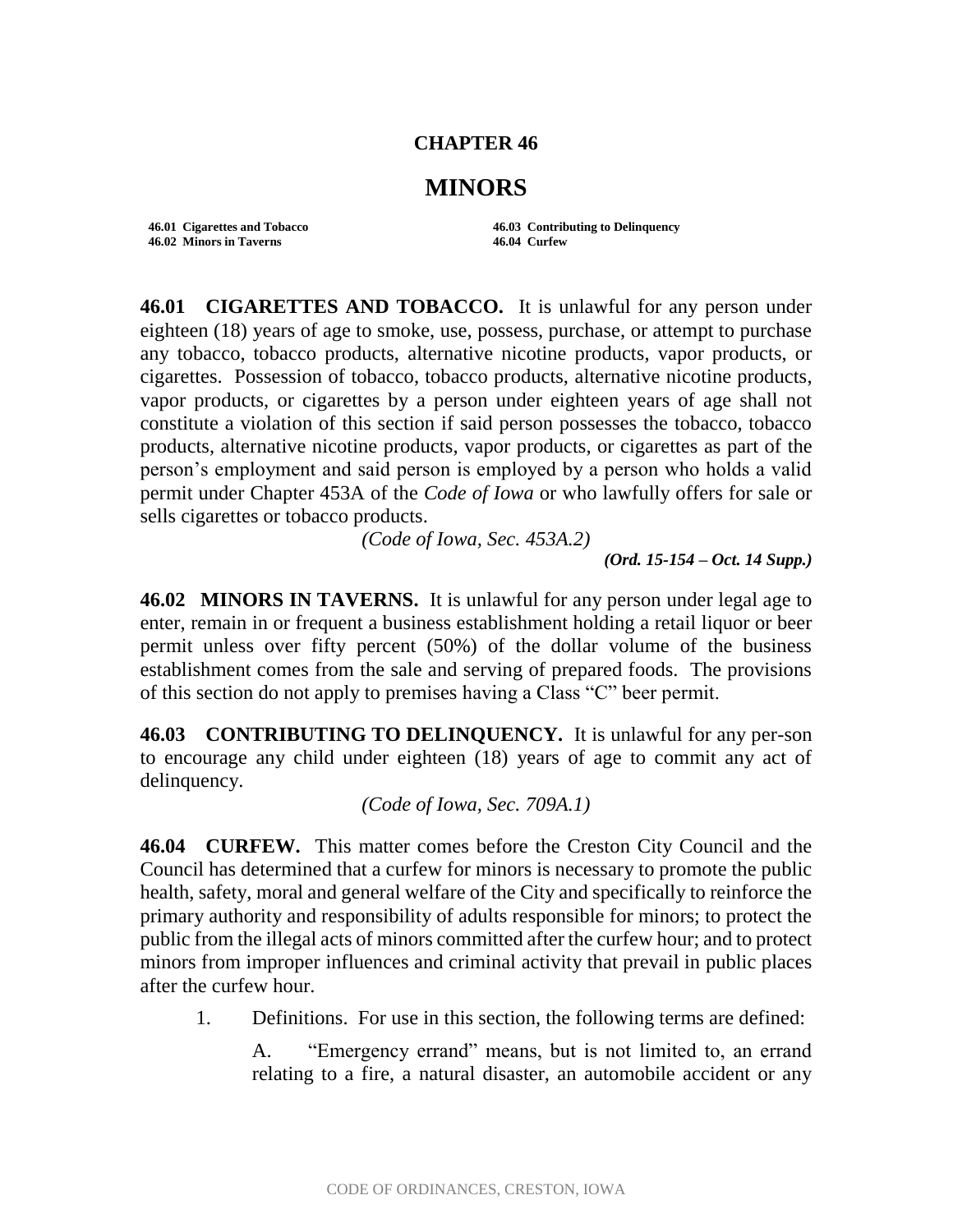# CHAPTER 46

# MINORS

| | |
|---|---|
| **46.01 Cigarettes and Tobacco** | **46.03 Contributing to Delinquency** |
| **46.02 Minors in Taverns** | **46.04 Curfew** |

**46.01 CIGARETTES AND TOBACCO.** It is unlawful for any person under eighteen (18) years of age to smoke, use, possess, purchase, or attempt to purchase any tobacco, tobacco products, alternative nicotine products, vapor products, or cigarettes. Possession of tobacco, tobacco products, alternative nicotine products, vapor products, or cigarettes by a person under eighteen years of age shall not constitute a violation of this section if said person possesses the tobacco, tobacco products, alternative nicotine products, vapor products, or cigarettes as part of the person's employment and said person is employed by a person who holds a valid permit under Chapter 453A of the *Code of Iowa* or who lawfully offers for sale or sells cigarettes or tobacco products.

*(Code of Iowa, Sec. 453A.2)*

***(Ord. 15-154 – Oct. 14 Supp.)***

**46.02 MINORS IN TAVERNS.** It is unlawful for any person under legal age to enter, remain in or frequent a business establishment holding a retail liquor or beer permit unless over fifty percent (50%) of the dollar volume of the business establishment comes from the sale and serving of prepared foods. The provisions of this section do not apply to premises having a Class "C" beer permit.

**46.03 CONTRIBUTING TO DELINQUENCY.** It is unlawful for any per-son to encourage any child under eighteen (18) years of age to commit any act of delinquency.

*(Code of Iowa, Sec. 709A.1)*

**46.04 CURFEW.** This matter comes before the Creston City Council and the Council has determined that a curfew for minors is necessary to promote the public health, safety, moral and general welfare of the City and specifically to reinforce the primary authority and responsibility of adults responsible for minors; to protect the public from the illegal acts of minors committed after the curfew hour; and to protect minors from improper influences and criminal activity that prevail in public places after the curfew hour.

1. Definitions. For use in this section, the following terms are defined:

   A. "Emergency errand" means, but is not limited to, an errand relating to a fire, a natural disaster, an automobile accident or any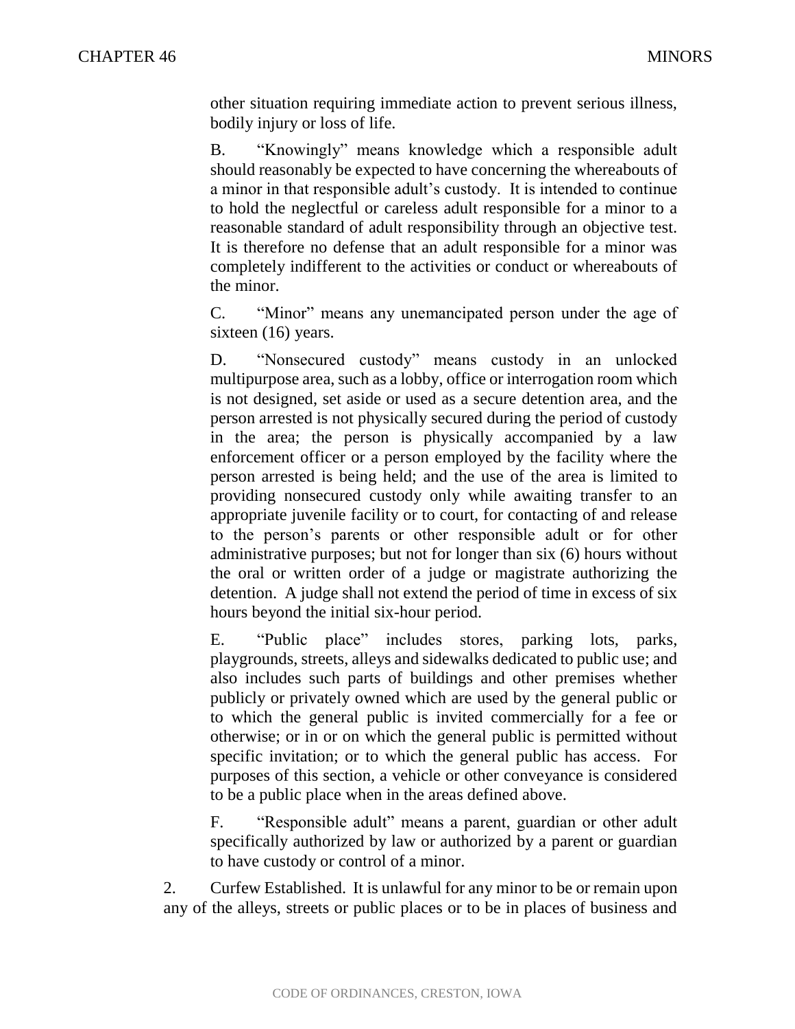other situation requiring immediate action to prevent serious illness, bodily injury or loss of life.

B. "Knowingly" means knowledge which a responsible adult should reasonably be expected to have concerning the whereabouts of a minor in that responsible adult's custody. It is intended to continue to hold the neglectful or careless adult responsible for a minor to a reasonable standard of adult responsibility through an objective test. It is therefore no defense that an adult responsible for a minor was completely indifferent to the activities or conduct or whereabouts of the minor.

C. "Minor" means any unemancipated person under the age of sixteen (16) years.

D. "Nonsecured custody" means custody in an unlocked multipurpose area, such as a lobby, office or interrogation room which is not designed, set aside or used as a secure detention area, and the person arrested is not physically secured during the period of custody in the area; the person is physically accompanied by a law enforcement officer or a person employed by the facility where the person arrested is being held; and the use of the area is limited to providing nonsecured custody only while awaiting transfer to an appropriate juvenile facility or to court, for contacting of and release to the person's parents or other responsible adult or for other administrative purposes; but not for longer than six (6) hours without the oral or written order of a judge or magistrate authorizing the detention. A judge shall not extend the period of time in excess of six hours beyond the initial six-hour period.

E. "Public place" includes stores, parking lots, parks, playgrounds, streets, alleys and sidewalks dedicated to public use; and also includes such parts of buildings and other premises whether publicly or privately owned which are used by the general public or to which the general public is invited commercially for a fee or otherwise; or in or on which the general public is permitted without specific invitation; or to which the general public has access. For purposes of this section, a vehicle or other conveyance is considered to be a public place when in the areas defined above.

F. "Responsible adult" means a parent, guardian or other adult specifically authorized by law or authorized by a parent or guardian to have custody or control of a minor.

2. Curfew Established. It is unlawful for any minor to be or remain upon any of the alleys, streets or public places or to be in places of business and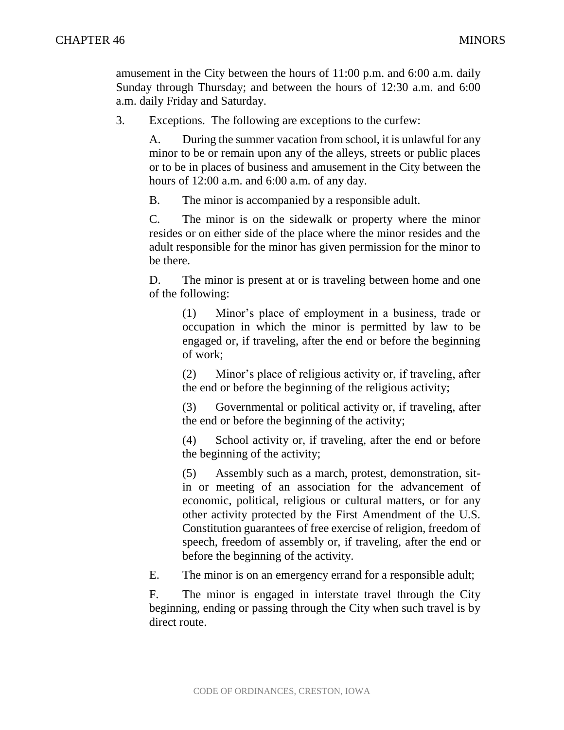amusement in the City between the hours of 11:00 p.m. and 6:00 a.m. daily Sunday through Thursday; and between the hours of 12:30 a.m. and 6:00 a.m. daily Friday and Saturday.

3. Exceptions. The following are exceptions to the curfew:

   A. During the summer vacation from school, it is unlawful for any minor to be or remain upon any of the alleys, streets or public places or to be in places of business and amusement in the City between the hours of 12:00 a.m. and 6:00 a.m. of any day.

   B. The minor is accompanied by a responsible adult.

   C. The minor is on the sidewalk or property where the minor resides or on either side of the place where the minor resides and the adult responsible for the minor has given permission for the minor to be there.

   D. The minor is present at or is traveling between home and one of the following:

      (1) Minor's place of employment in a business, trade or occupation in which the minor is permitted by law to be engaged or, if traveling, after the end or before the beginning of work;

      (2) Minor's place of religious activity or, if traveling, after the end or before the beginning of the religious activity;

      (3) Governmental or political activity or, if traveling, after the end or before the beginning of the activity;

      (4) School activity or, if traveling, after the end or before the beginning of the activity;

      (5) Assembly such as a march, protest, demonstration, sit-in or meeting of an association for the advancement of economic, political, religious or cultural matters, or for any other activity protected by the First Amendment of the U.S. Constitution guarantees of free exercise of religion, freedom of speech, freedom of assembly or, if traveling, after the end or before the beginning of the activity.

   E. The minor is on an emergency errand for a responsible adult;

   F. The minor is engaged in interstate travel through the City beginning, ending or passing through the City when such travel is by direct route.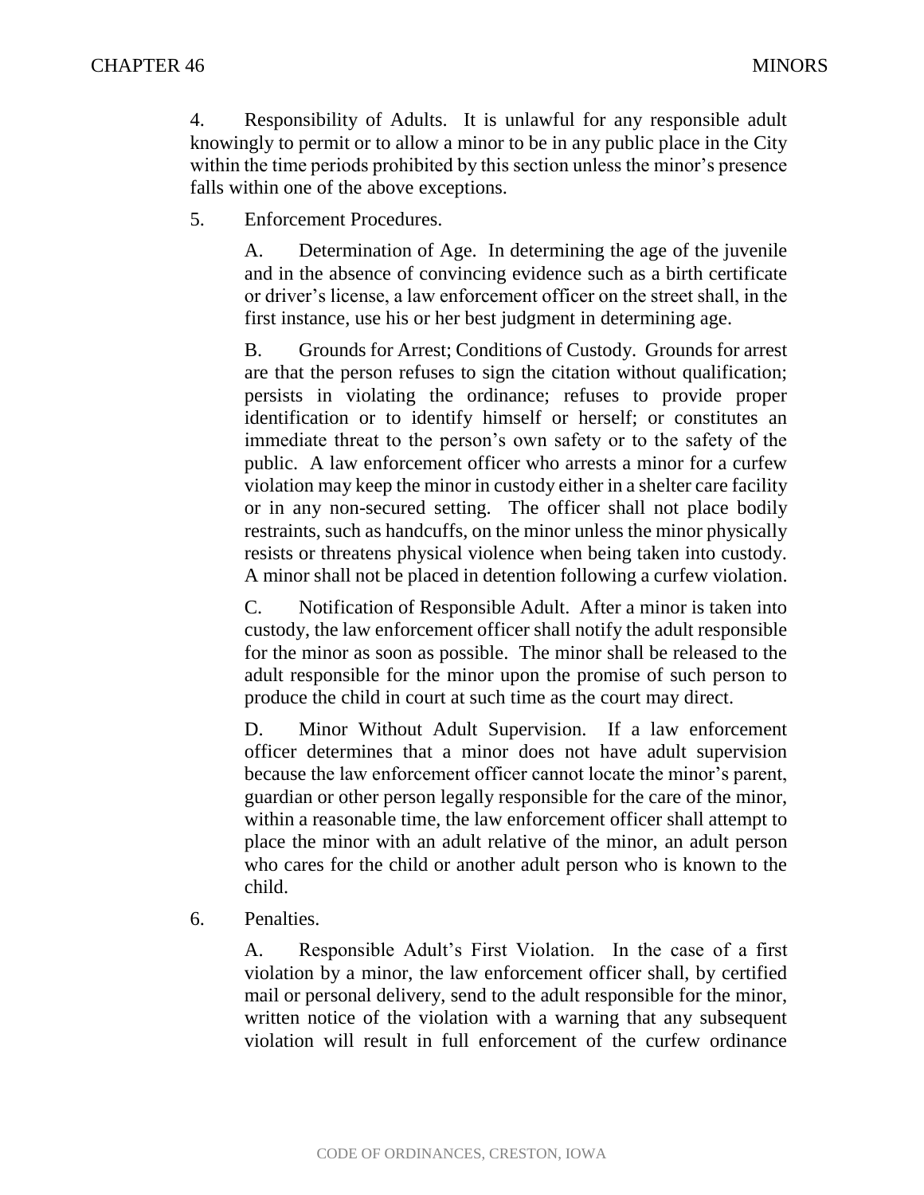4. Responsibility of Adults. It is unlawful for any responsible adult knowingly to permit or to allow a minor to be in any public place in the City within the time periods prohibited by this section unless the minor's presence falls within one of the above exceptions.

5. Enforcement Procedures.

   A. Determination of Age. In determining the age of the juvenile and in the absence of convincing evidence such as a birth certificate or driver's license, a law enforcement officer on the street shall, in the first instance, use his or her best judgment in determining age.

   B. Grounds for Arrest; Conditions of Custody. Grounds for arrest are that the person refuses to sign the citation without qualification; persists in violating the ordinance; refuses to provide proper identification or to identify himself or herself; or constitutes an immediate threat to the person's own safety or to the safety of the public. A law enforcement officer who arrests a minor for a curfew violation may keep the minor in custody either in a shelter care facility or in any non-secured setting. The officer shall not place bodily restraints, such as handcuffs, on the minor unless the minor physically resists or threatens physical violence when being taken into custody. A minor shall not be placed in detention following a curfew violation.

   C. Notification of Responsible Adult. After a minor is taken into custody, the law enforcement officer shall notify the adult responsible for the minor as soon as possible. The minor shall be released to the adult responsible for the minor upon the promise of such person to produce the child in court at such time as the court may direct.

   D. Minor Without Adult Supervision. If a law enforcement officer determines that a minor does not have adult supervision because the law enforcement officer cannot locate the minor's parent, guardian or other person legally responsible for the care of the minor, within a reasonable time, the law enforcement officer shall attempt to place the minor with an adult relative of the minor, an adult person who cares for the child or another adult person who is known to the child.

6. Penalties.

   A. Responsible Adult's First Violation. In the case of a first violation by a minor, the law enforcement officer shall, by certified mail or personal delivery, send to the adult responsible for the minor, written notice of the violation with a warning that any subsequent violation will result in full enforcement of the curfew ordinance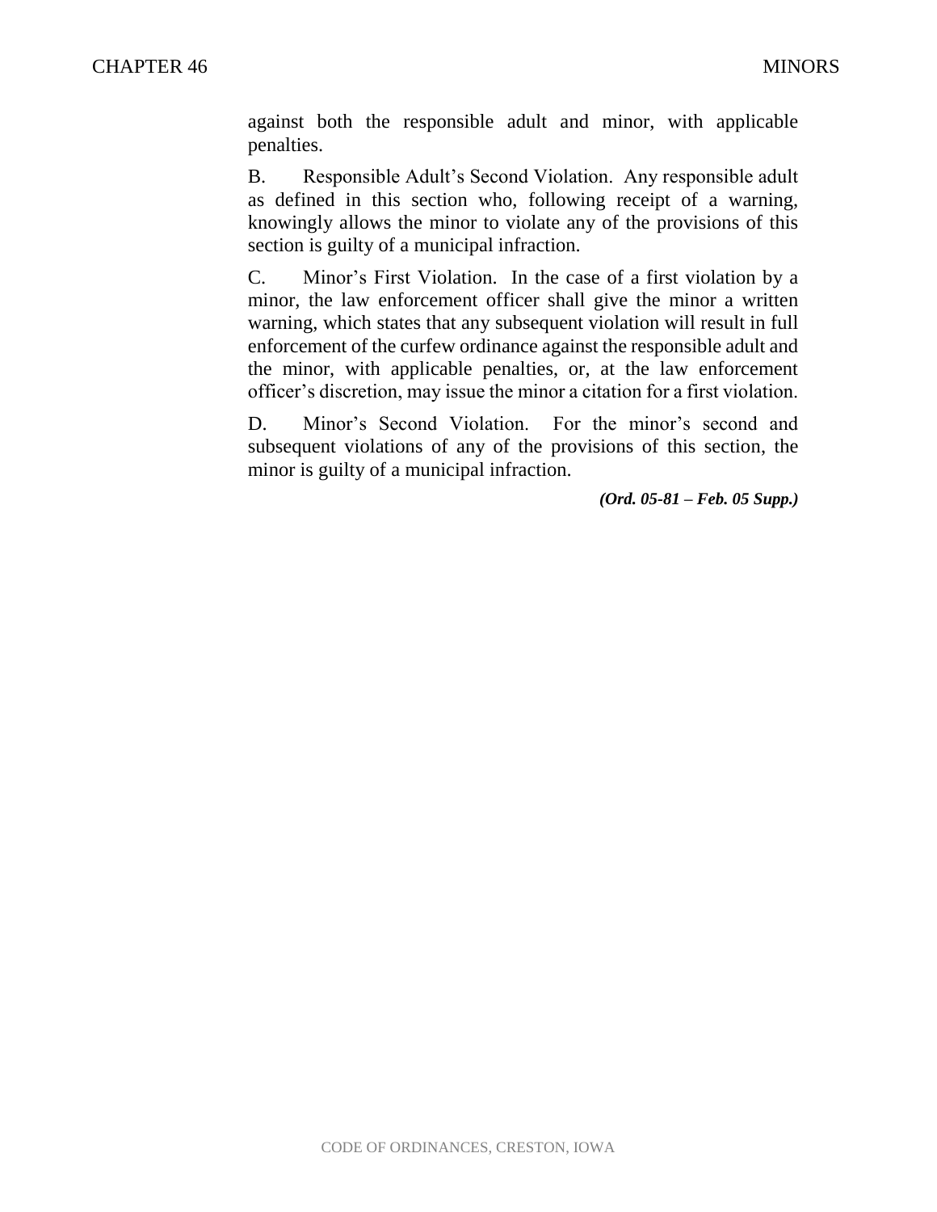against both the responsible adult and minor, with applicable penalties.

B. Responsible Adult's Second Violation. Any responsible adult as defined in this section who, following receipt of a warning, knowingly allows the minor to violate any of the provisions of this section is guilty of a municipal infraction.

C. Minor's First Violation. In the case of a first violation by a minor, the law enforcement officer shall give the minor a written warning, which states that any subsequent violation will result in full enforcement of the curfew ordinance against the responsible adult and the minor, with applicable penalties, or, at the law enforcement officer's discretion, may issue the minor a citation for a first violation.

D. Minor's Second Violation. For the minor's second and subsequent violations of any of the provisions of this section, the minor is guilty of a municipal infraction.

***(Ord. 05-81 – Feb. 05 Supp.)***